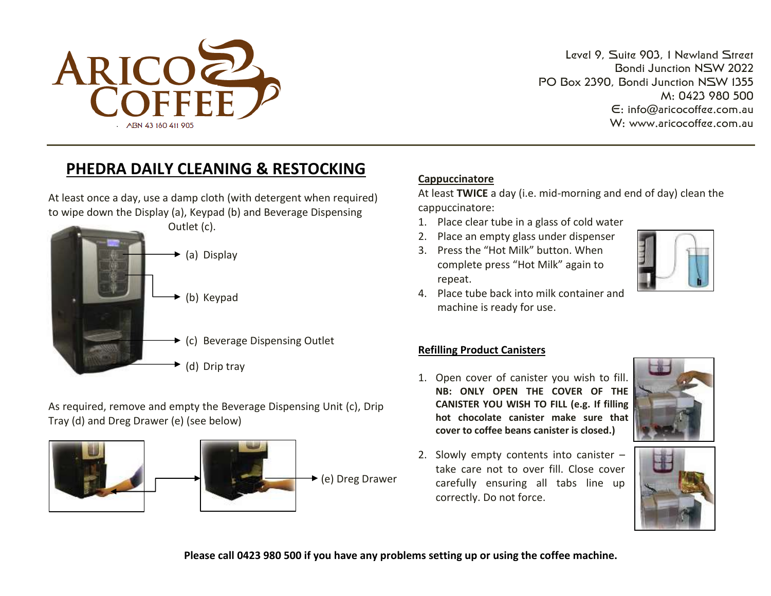ARICO COFFEE

ABN 43 160 411 905

Level 9, Suite 903, 1 Newland Street
Bondi Junction NSW 2022
PO Box 2390, Bondi Junction NSW 1355
M: 0423 980 500
E: info@aricocoffee.com.au
W: www.aricocoffee.com.au

# PHEDRA DAILY CLEANING & RESTOCKING

At least once a day, use a damp cloth (with detergent when required) to wipe down the Display (a), Keypad (b) and Beverage Dispensing Outlet (c).

(a) Display

(b) Keypad

(c) Beverage Dispensing Outlet

(d) Drip tray

As required, remove and empty the Beverage Dispensing Unit (c), Drip Tray (d) and Dreg Drawer (e) (see below)

(e) Dreg Drawer

## Cappuccinatore

At least **TWICE** a day (i.e. mid-morning and end of day) clean the cappuccinatore:

1. Place clear tube in a glass of cold water
2. Place an empty glass under dispenser
3. Press the "Hot Milk" button. When complete press "Hot Milk" again to repeat.
4. Place tube back into milk container and machine is ready for use.

## Refilling Product Canisters

1. Open cover of canister you wish to fill. **NB: ONLY OPEN THE COVER OF THE CANISTER YOU WISH TO FILL (e.g. If filling hot chocolate canister make sure that cover to coffee beans canister is closed.)**
2. Slowly empty contents into canister – take care not to over fill. Close cover carefully ensuring all tabs line up correctly. Do not force.

**Please call 0423 980 500 if you have any problems setting up or using the coffee machine.**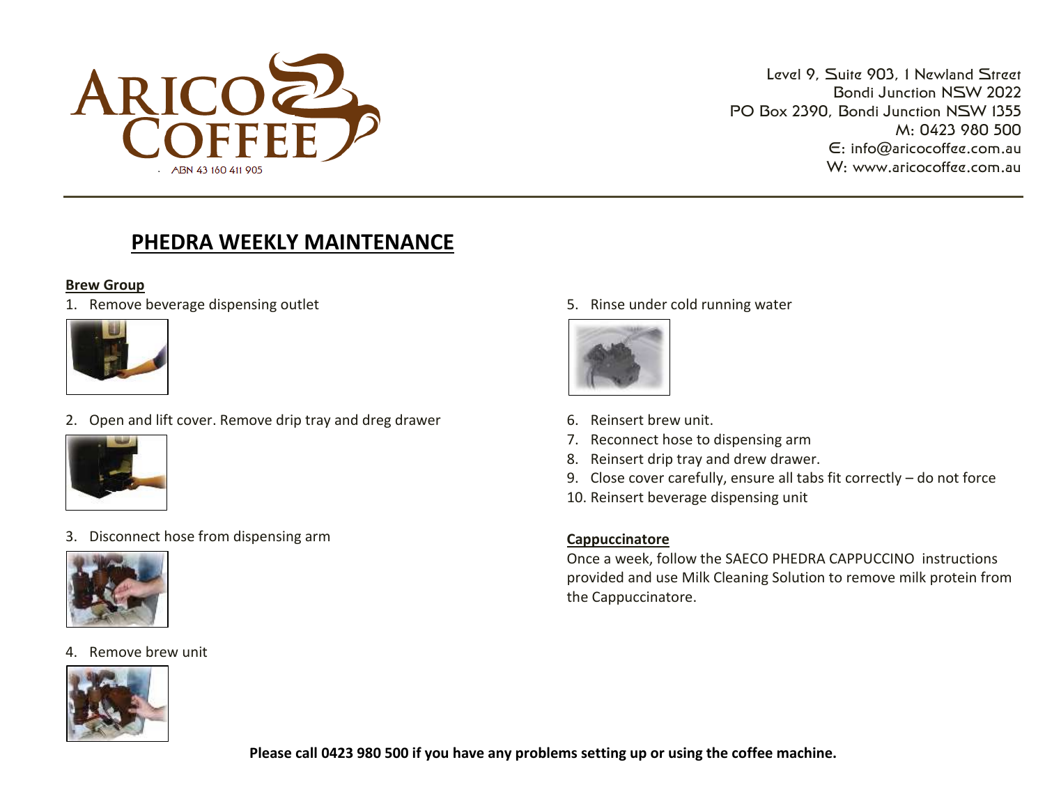ARICO COFFEE

ABN 43 160 411 905

Level 9, Suite 903, 1 Newland Street
Bondi Junction NSW 2022
PO Box 2390, Bondi Junction NSW 1355
M: 0423 980 500
E: info@aricocoffee.com.au
W: www.aricocoffee.com.au

# PHEDRA WEEKLY MAINTENANCE

**Brew Group**

1. Remove beverage dispensing outlet
2. Open and lift cover. Remove drip tray and dreg drawer
3. Disconnect hose from dispensing arm
4. Remove brew unit
5. Rinse under cold running water
6. Reinsert brew unit.
7. Reconnect hose to dispensing arm
8. Reinsert drip tray and drew drawer.
9. Close cover carefully, ensure all tabs fit correctly – do not force
10. Reinsert beverage dispensing unit

**Cappuccinatore**

Once a week, follow the SAECO PHEDRA CAPPUCCINO instructions provided and use Milk Cleaning Solution to remove milk protein from the Cappuccinatore.

**Please call 0423 980 500 if you have any problems setting up or using the coffee machine.**